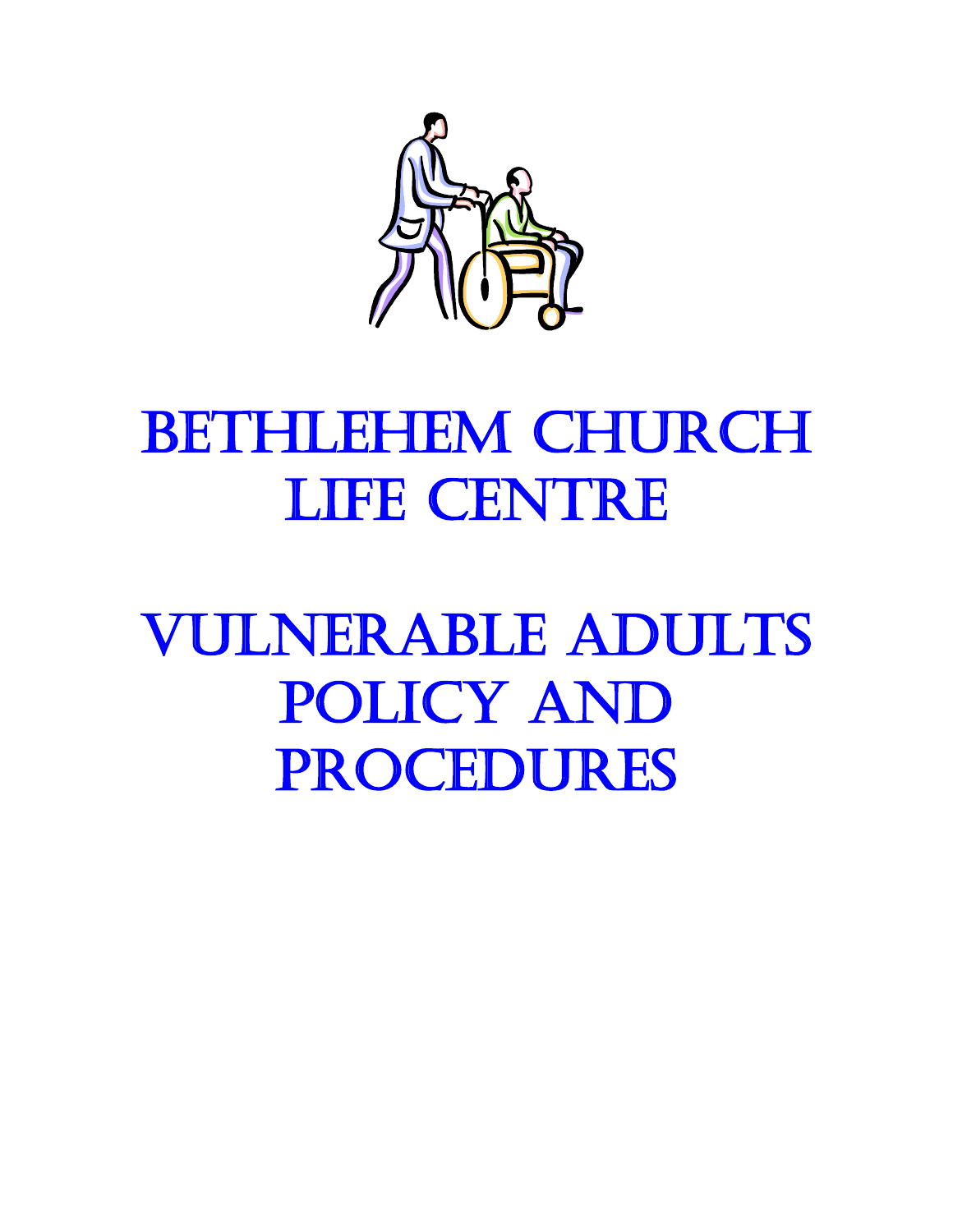# Bethlehem Church Life Centre

# Vulnerable Adults Policy and Procedures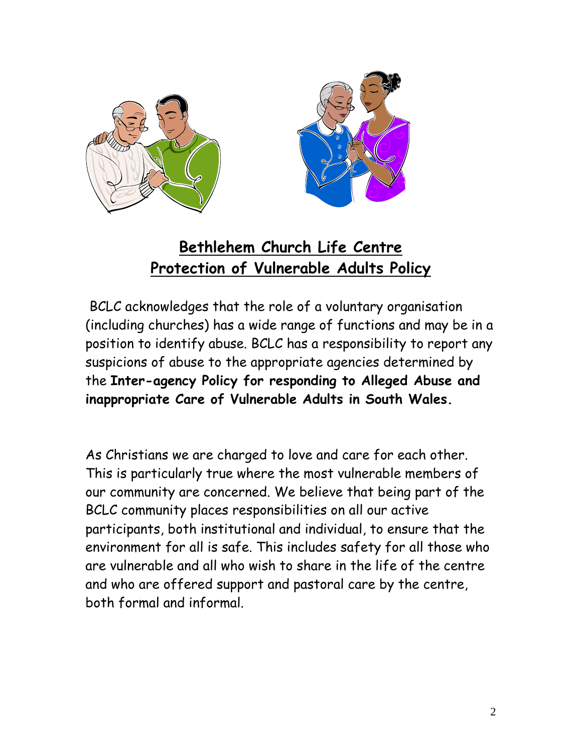# Bethlehem Church Life Centre
# Protection of Vulnerable Adults Policy

BCLC acknowledges that the role of a voluntary organisation (including churches) has a wide range of functions and may be in a position to identify abuse. BCLC has a responsibility to report any suspicions of abuse to the appropriate agencies determined by the **Inter-agency Policy for responding to Alleged Abuse and inappropriate Care of Vulnerable Adults in South Wales.**

As Christians we are charged to love and care for each other. This is particularly true where the most vulnerable members of our community are concerned. We believe that being part of the BCLC community places responsibilities on all our active participants, both institutional and individual, to ensure that the environment for all is safe. This includes safety for all those who are vulnerable and all who wish to share in the life of the centre and who are offered support and pastoral care by the centre, both formal and informal.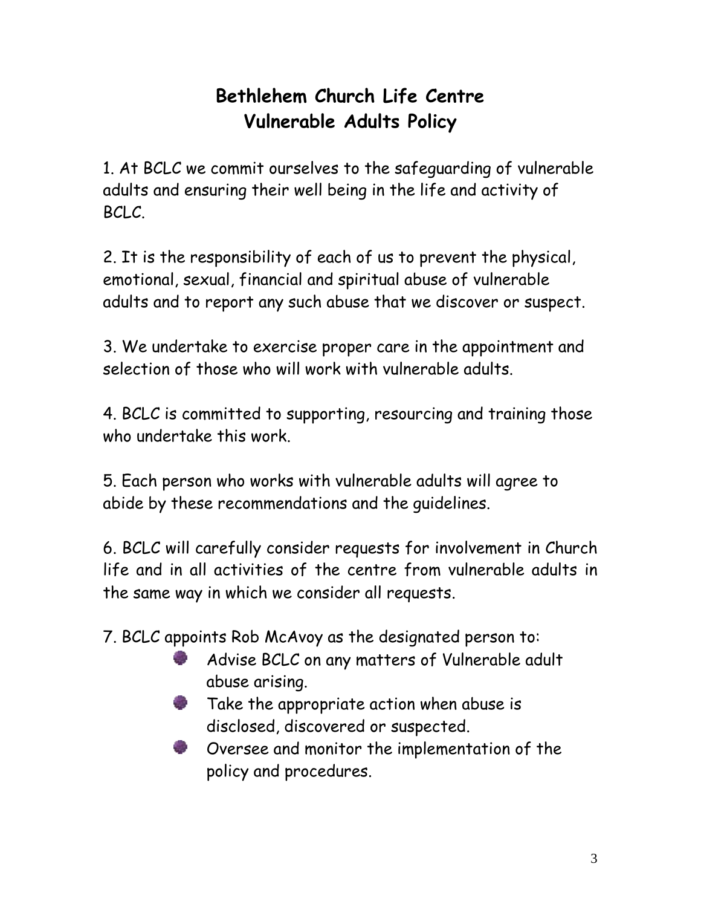# Bethlehem Church Life Centre
# Vulnerable Adults Policy

1. At BCLC we commit ourselves to the safeguarding of vulnerable adults and ensuring their well being in the life and activity of BCLC.

2. It is the responsibility of each of us to prevent the physical, emotional, sexual, financial and spiritual abuse of vulnerable adults and to report any such abuse that we discover or suspect.

3. We undertake to exercise proper care in the appointment and selection of those who will work with vulnerable adults.

4. BCLC is committed to supporting, resourcing and training those who undertake this work.

5. Each person who works with vulnerable adults will agree to abide by these recommendations and the guidelines.

6. BCLC will carefully consider requests for involvement in Church life and in all activities of the centre from vulnerable adults in the same way in which we consider all requests.

7. BCLC appoints Rob McAvoy as the designated person to:
   - Advise BCLC on any matters of Vulnerable adult abuse arising.
   - Take the appropriate action when abuse is disclosed, discovered or suspected.
   - Oversee and monitor the implementation of the policy and procedures.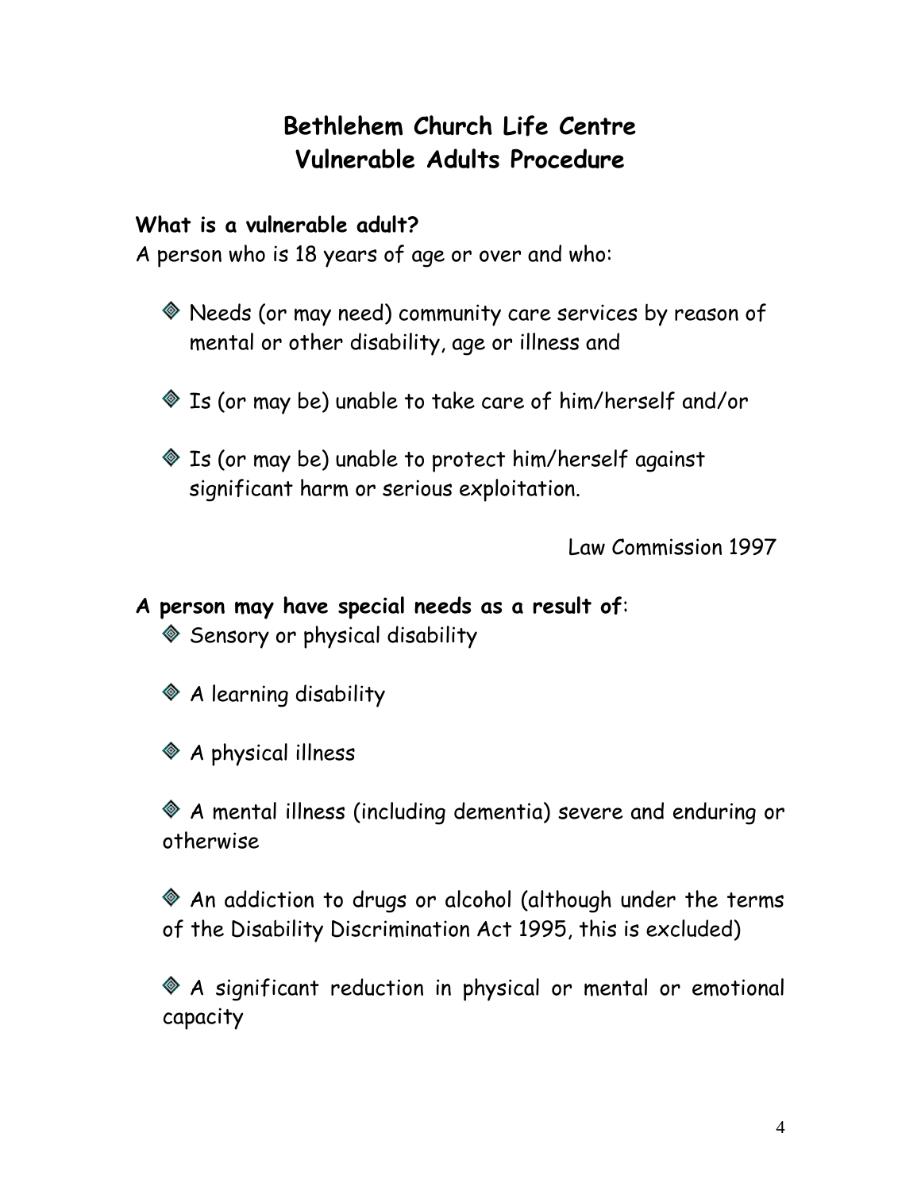# Bethlehem Church Life Centre
# Vulnerable Adults Procedure

### What is a vulnerable adult?

A person who is 18 years of age or over and who:

- Needs (or may need) community care services by reason of mental or other disability, age or illness and
- Is (or may be) unable to take care of him/herself and/or
- Is (or may be) unable to protect him/herself against significant harm or serious exploitation.

Law Commission 1997

### A person may have special needs as a result of:

- Sensory or physical disability
- A learning disability
- A physical illness
- A mental illness (including dementia) severe and enduring or otherwise
- An addiction to drugs or alcohol (although under the terms of the Disability Discrimination Act 1995, this is excluded)
- A significant reduction in physical or mental or emotional capacity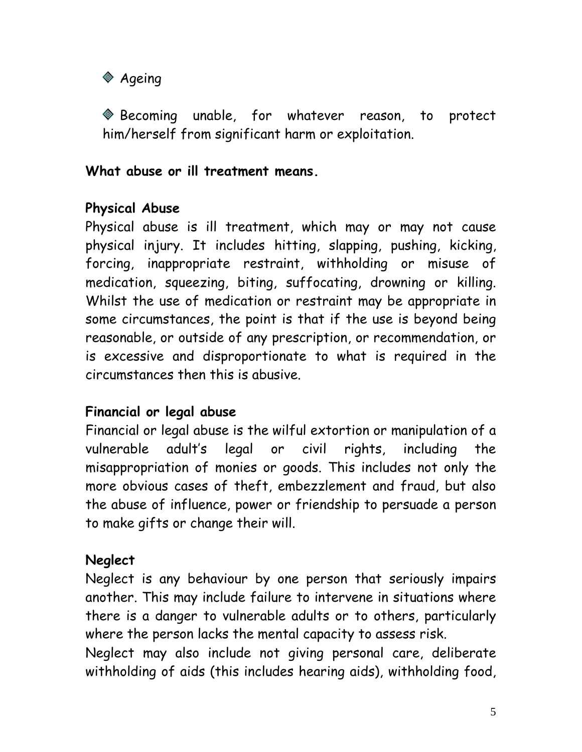- Ageing

- Becoming unable, for whatever reason, to protect him/herself from significant harm or exploitation.

**What abuse or ill treatment means.**

**Physical Abuse**

Physical abuse is ill treatment, which may or may not cause physical injury. It includes hitting, slapping, pushing, kicking, forcing, inappropriate restraint, withholding or misuse of medication, squeezing, biting, suffocating, drowning or killing. Whilst the use of medication or restraint may be appropriate in some circumstances, the point is that if the use is beyond being reasonable, or outside of any prescription, or recommendation, or is excessive and disproportionate to what is required in the circumstances then this is abusive.

**Financial or legal abuse**

Financial or legal abuse is the wilful extortion or manipulation of a vulnerable adult's legal or civil rights, including the misappropriation of monies or goods. This includes not only the more obvious cases of theft, embezzlement and fraud, but also the abuse of influence, power or friendship to persuade a person to make gifts or change their will.

**Neglect**

Neglect is any behaviour by one person that seriously impairs another. This may include failure to intervene in situations where there is a danger to vulnerable adults or to others, particularly where the person lacks the mental capacity to assess risk.

Neglect may also include not giving personal care, deliberate withholding of aids (this includes hearing aids), withholding food,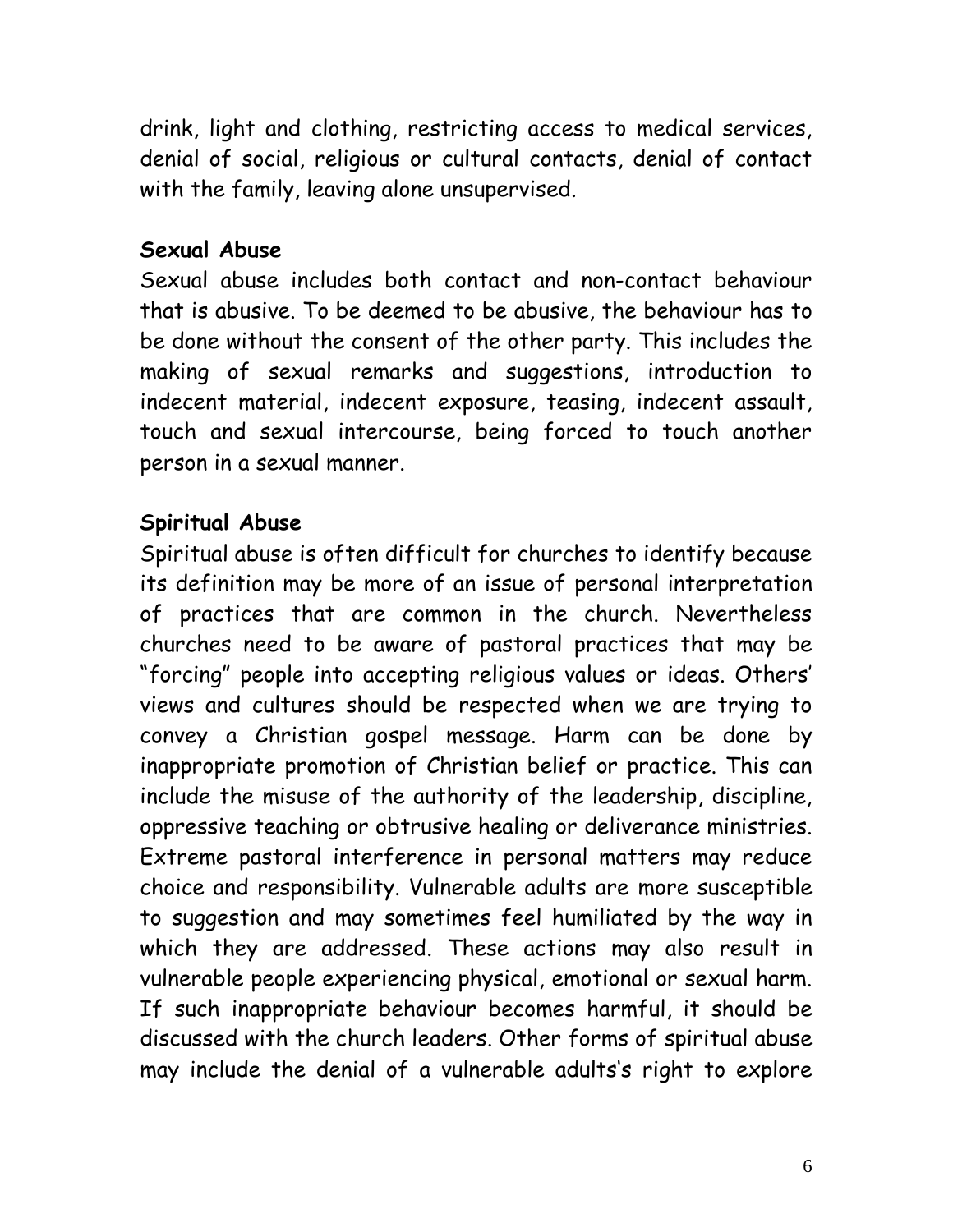drink, light and clothing, restricting access to medical services, denial of social, religious or cultural contacts, denial of contact with the family, leaving alone unsupervised.

**Sexual Abuse**

Sexual abuse includes both contact and non-contact behaviour that is abusive. To be deemed to be abusive, the behaviour has to be done without the consent of the other party. This includes the making of sexual remarks and suggestions, introduction to indecent material, indecent exposure, teasing, indecent assault, touch and sexual intercourse, being forced to touch another person in a sexual manner.

**Spiritual Abuse**

Spiritual abuse is often difficult for churches to identify because its definition may be more of an issue of personal interpretation of practices that are common in the church. Nevertheless churches need to be aware of pastoral practices that may be "forcing" people into accepting religious values or ideas. Others' views and cultures should be respected when we are trying to convey a Christian gospel message. Harm can be done by inappropriate promotion of Christian belief or practice. This can include the misuse of the authority of the leadership, discipline, oppressive teaching or obtrusive healing or deliverance ministries. Extreme pastoral interference in personal matters may reduce choice and responsibility. Vulnerable adults are more susceptible to suggestion and may sometimes feel humiliated by the way in which they are addressed. These actions may also result in vulnerable people experiencing physical, emotional or sexual harm. If such inappropriate behaviour becomes harmful, it should be discussed with the church leaders. Other forms of spiritual abuse may include the denial of a vulnerable adults's right to explore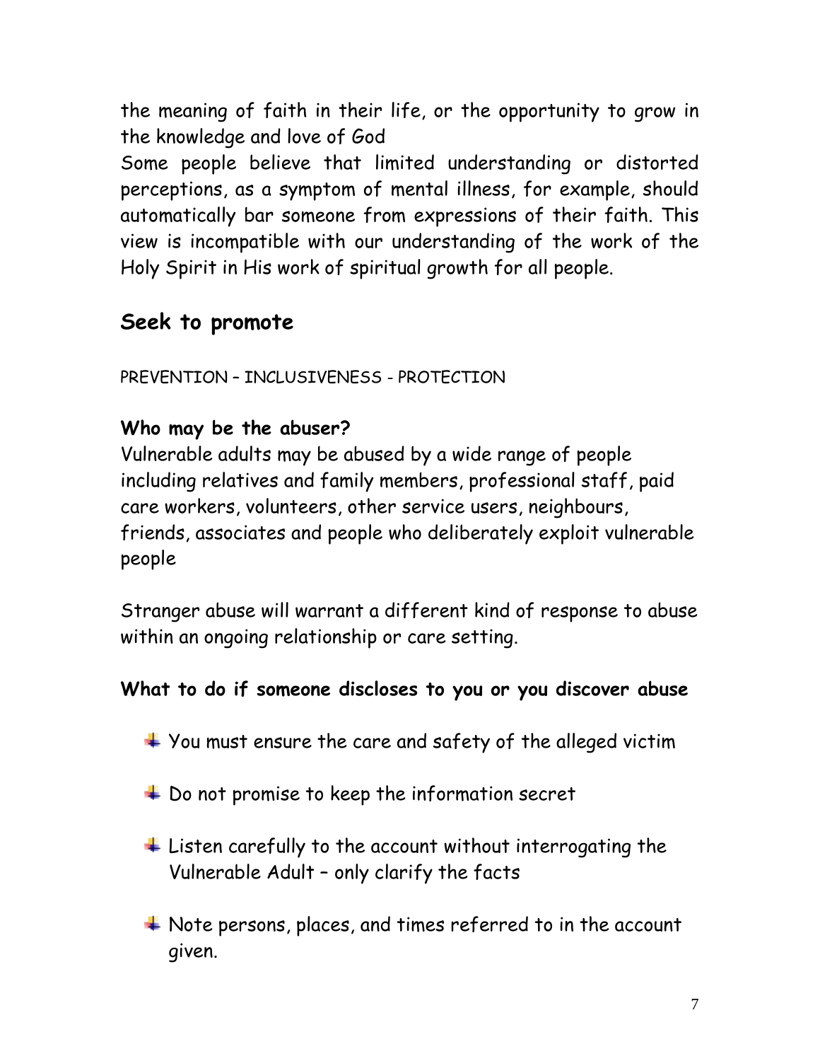the meaning of faith in their life, or the opportunity to grow in the knowledge and love of God

Some people believe that limited understanding or distorted perceptions, as a symptom of mental illness, for example, should automatically bar someone from expressions of their faith. This view is incompatible with our understanding of the work of the Holy Spirit in His work of spiritual growth for all people.

## Seek to promote

PREVENTION – INCLUSIVENESS - PROTECTION

### Who may be the abuser?

Vulnerable adults may be abused by a wide range of people including relatives and family members, professional staff, paid care workers, volunteers, other service users, neighbours, friends, associates and people who deliberately exploit vulnerable people

Stranger abuse will warrant a different kind of response to abuse within an ongoing relationship or care setting.

### What to do if someone discloses to you or you discover abuse

- You must ensure the care and safety of the alleged victim
- Do not promise to keep the information secret
- Listen carefully to the account without interrogating the Vulnerable Adult – only clarify the facts
- Note persons, places, and times referred to in the account given.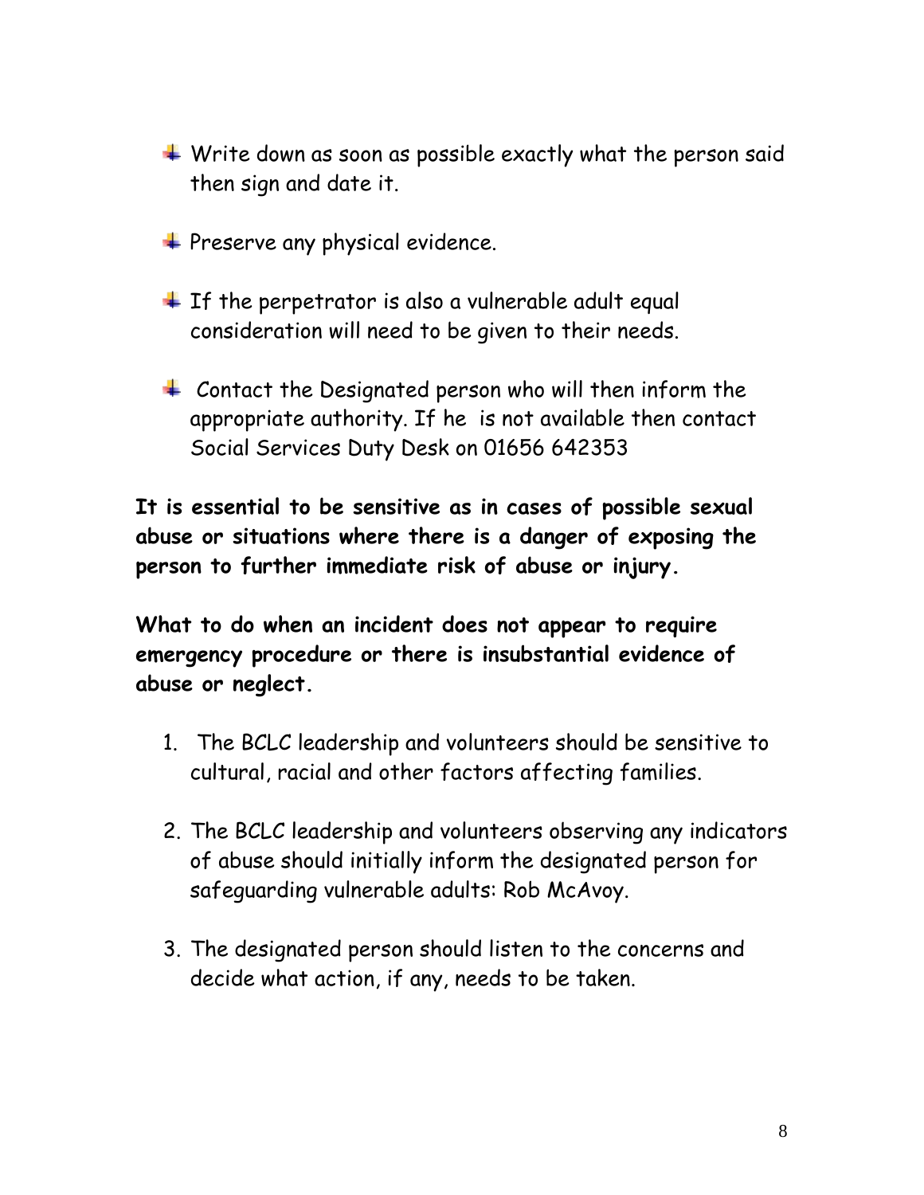- Write down as soon as possible exactly what the person said then sign and date it.
- Preserve any physical evidence.
- If the perpetrator is also a vulnerable adult equal consideration will need to be given to their needs.
- Contact the Designated person who will then inform the appropriate authority. If he is not available then contact Social Services Duty Desk on 01656 642353

**It is essential to be sensitive as in cases of possible sexual abuse or situations where there is a danger of exposing the person to further immediate risk of abuse or injury.**

**What to do when an incident does not appear to require emergency procedure or there is insubstantial evidence of abuse or neglect.**

1. The BCLC leadership and volunteers should be sensitive to cultural, racial and other factors affecting families.
2. The BCLC leadership and volunteers observing any indicators of abuse should initially inform the designated person for safeguarding vulnerable adults: Rob McAvoy.
3. The designated person should listen to the concerns and decide what action, if any, needs to be taken.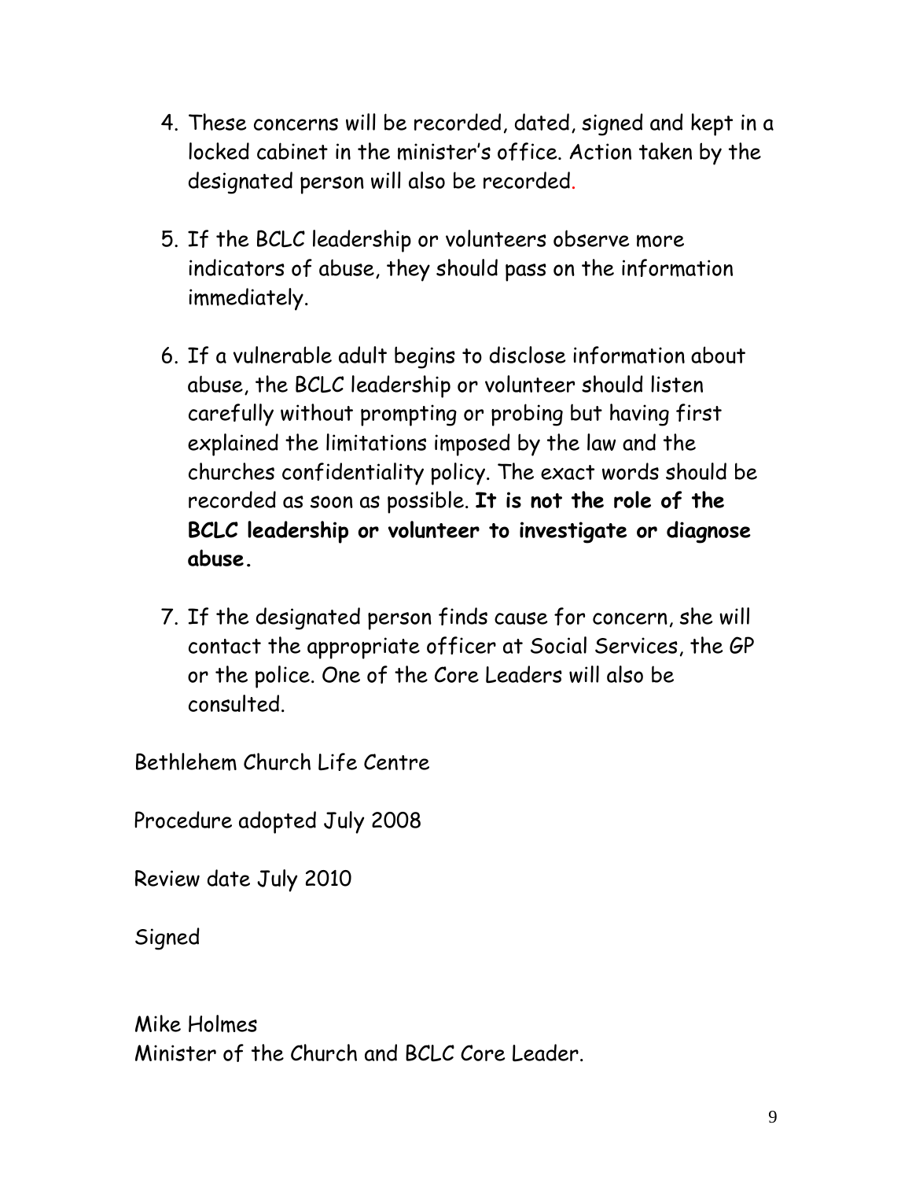4. These concerns will be recorded, dated, signed and kept in a locked cabinet in the minister's office. Action taken by the designated person will also be recorded.

5. If the BCLC leadership or volunteers observe more indicators of abuse, they should pass on the information immediately.

6. If a vulnerable adult begins to disclose information about abuse, the BCLC leadership or volunteer should listen carefully without prompting or probing but having first explained the limitations imposed by the law and the churches confidentiality policy. The exact words should be recorded as soon as possible. **It is not the role of the BCLC leadership or volunteer to investigate or diagnose abuse.**

7. If the designated person finds cause for concern, she will contact the appropriate officer at Social Services, the GP or the police. One of the Core Leaders will also be consulted.

Bethlehem Church Life Centre

Procedure adopted July 2008

Review date July 2010

Signed

Mike Holmes
Minister of the Church and BCLC Core Leader.